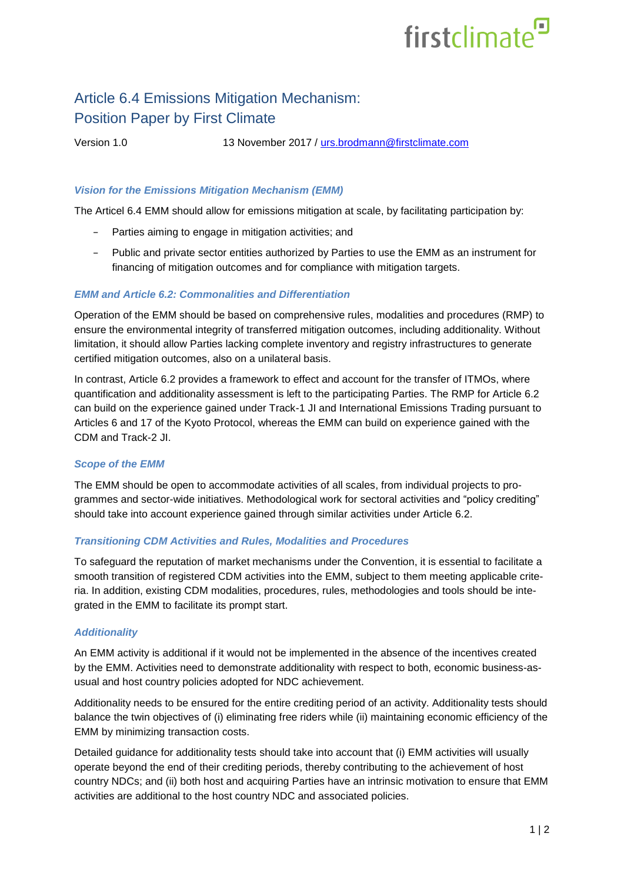# Article 6.4 Emissions Mitigation Mechanism: Position Paper by First Climate

Version 1.0 13 November 2017 / urs.brodmann@firstclimate.com

### *Vision for the Emissions Mitigation Mechanism (EMM)*

The Articel 6.4 EMM should allow for emissions mitigation at scale, by facilitating participation by:

- Parties aiming to engage in mitigation activities; and
- Public and private sector entities authorized by Parties to use the EMM as an instrument for financing of mitigation outcomes and for compliance with mitigation targets.

### *EMM and Article 6.2: Commonalities and Differentiation*

Operation of the EMM should be based on comprehensive rules, modalities and procedures (RMP) to ensure the environmental integrity of transferred mitigation outcomes, including additionality. Without limitation, it should allow Parties lacking complete inventory and registry infrastructures to generate certified mitigation outcomes, also on a unilateral basis.

In contrast, Article 6.2 provides a framework to effect and account for the transfer of ITMOs, where quantification and additionality assessment is left to the participating Parties. The RMP for Article 6.2 can build on the experience gained under Track-1 JI and International Emissions Trading pursuant to Articles 6 and 17 of the Kyoto Protocol, whereas the EMM can build on experience gained with the CDM and Track-2 JI.

### *Scope of the EMM*

The EMM should be open to accommodate activities of all scales, from individual projects to programmes and sector-wide initiatives. Methodological work for sectoral activities and "policy crediting" should take into account experience gained through similar activities under Article 6.2.

### *Transitioning CDM Activities and Rules, Modalities and Procedures*

To safeguard the reputation of market mechanisms under the Convention, it is essential to facilitate a smooth transition of registered CDM activities into the EMM, subject to them meeting applicable criteria. In addition, existing CDM modalities, procedures, rules, methodologies and tools should be integrated in the EMM to facilitate its prompt start.

### *Additionality*

An EMM activity is additional if it would not be implemented in the absence of the incentives created by the EMM. Activities need to demonstrate additionality with respect to both, economic business-as-usual and host country policies adopted for NDC achievement.

Additionality needs to be ensured for the entire crediting period of an activity. Additionality tests should balance the twin objectives of (i) eliminating free riders while (ii) maintaining economic efficiency of the EMM by minimizing transaction costs.

Detailed guidance for additionality tests should take into account that (i) EMM activities will usually operate beyond the end of their crediting periods, thereby contributing to the achievement of host country NDCs; and (ii) both host and acquiring Parties have an intrinsic motivation to ensure that EMM activities are additional to the host country NDC and associated policies.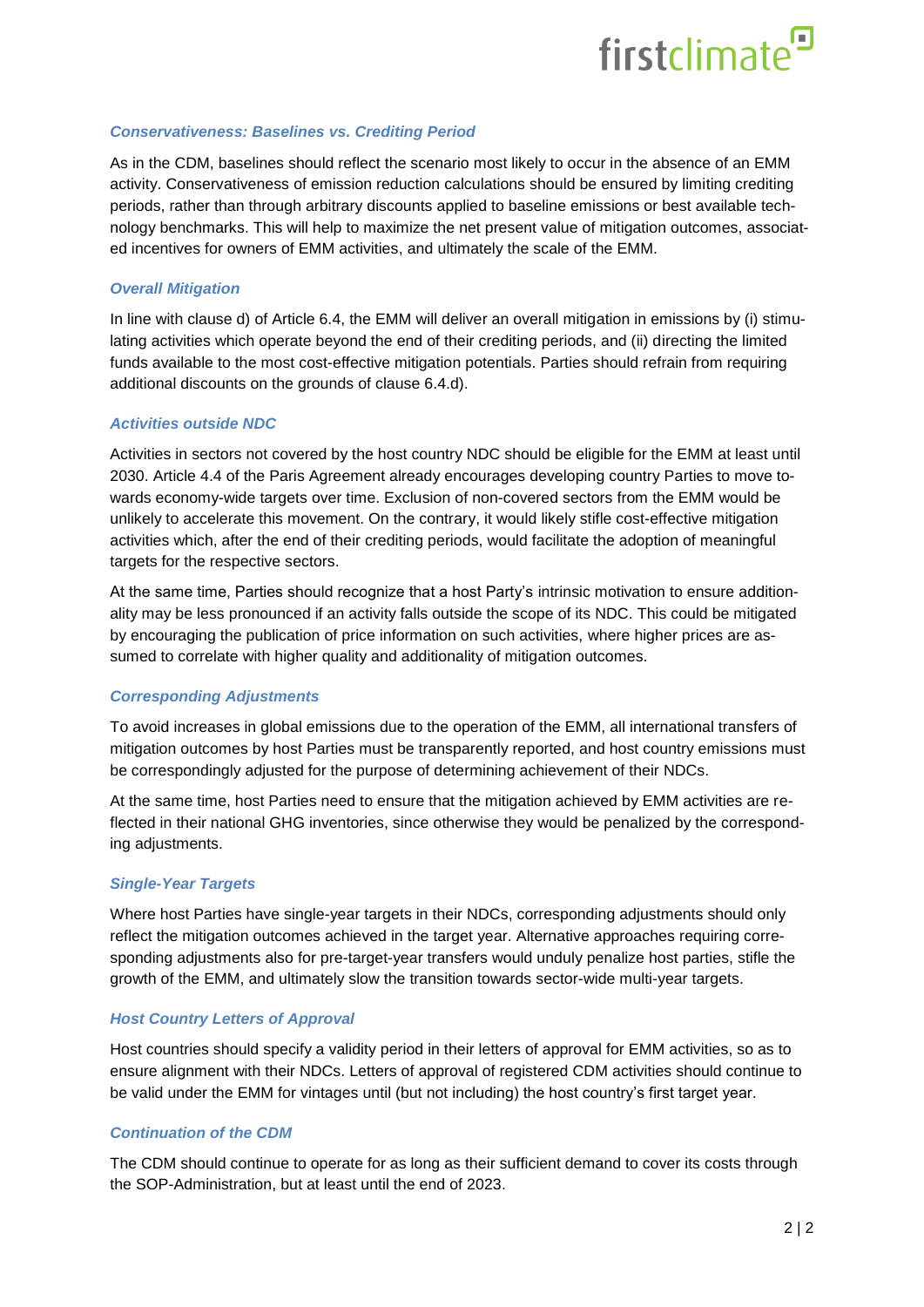### *Conservativeness: Baselines vs. Crediting Period*

As in the CDM, baselines should reflect the scenario most likely to occur in the absence of an EMM activity. Conservativeness of emission reduction calculations should be ensured by limiting crediting periods, rather than through arbitrary discounts applied to baseline emissions or best available technology benchmarks. This will help to maximize the net present value of mitigation outcomes, associated incentives for owners of EMM activities, and ultimately the scale of the EMM.

### *Overall Mitigation*

In line with clause d) of Article 6.4, the EMM will deliver an overall mitigation in emissions by (i) stimulating activities which operate beyond the end of their crediting periods, and (ii) directing the limited funds available to the most cost-effective mitigation potentials. Parties should refrain from requiring additional discounts on the grounds of clause 6.4.d).

### *Activities outside NDC*

Activities in sectors not covered by the host country NDC should be eligible for the EMM at least until 2030. Article 4.4 of the Paris Agreement already encourages developing country Parties to move towards economy-wide targets over time. Exclusion of non-covered sectors from the EMM would be unlikely to accelerate this movement. On the contrary, it would likely stifle cost-effective mitigation activities which, after the end of their crediting periods, would facilitate the adoption of meaningful targets for the respective sectors.

At the same time, Parties should recognize that a host Party's intrinsic motivation to ensure additionality may be less pronounced if an activity falls outside the scope of its NDC. This could be mitigated by encouraging the publication of price information on such activities, where higher prices are assumed to correlate with higher quality and additionality of mitigation outcomes.

### *Corresponding Adjustments*

To avoid increases in global emissions due to the operation of the EMM, all international transfers of mitigation outcomes by host Parties must be transparently reported, and host country emissions must be correspondingly adjusted for the purpose of determining achievement of their NDCs.

At the same time, host Parties need to ensure that the mitigation achieved by EMM activities are reflected in their national GHG inventories, since otherwise they would be penalized by the corresponding adjustments.

### *Single-Year Targets*

Where host Parties have single-year targets in their NDCs, corresponding adjustments should only reflect the mitigation outcomes achieved in the target year. Alternative approaches requiring corresponding adjustments also for pre-target-year transfers would unduly penalize host parties, stifle the growth of the EMM, and ultimately slow the transition towards sector-wide multi-year targets.

### *Host Country Letters of Approval*

Host countries should specify a validity period in their letters of approval for EMM activities, so as to ensure alignment with their NDCs. Letters of approval of registered CDM activities should continue to be valid under the EMM for vintages until (but not including) the host country's first target year.

### *Continuation of the CDM*

The CDM should continue to operate for as long as their sufficient demand to cover its costs through the SOP-Administration, but at least until the end of 2023.